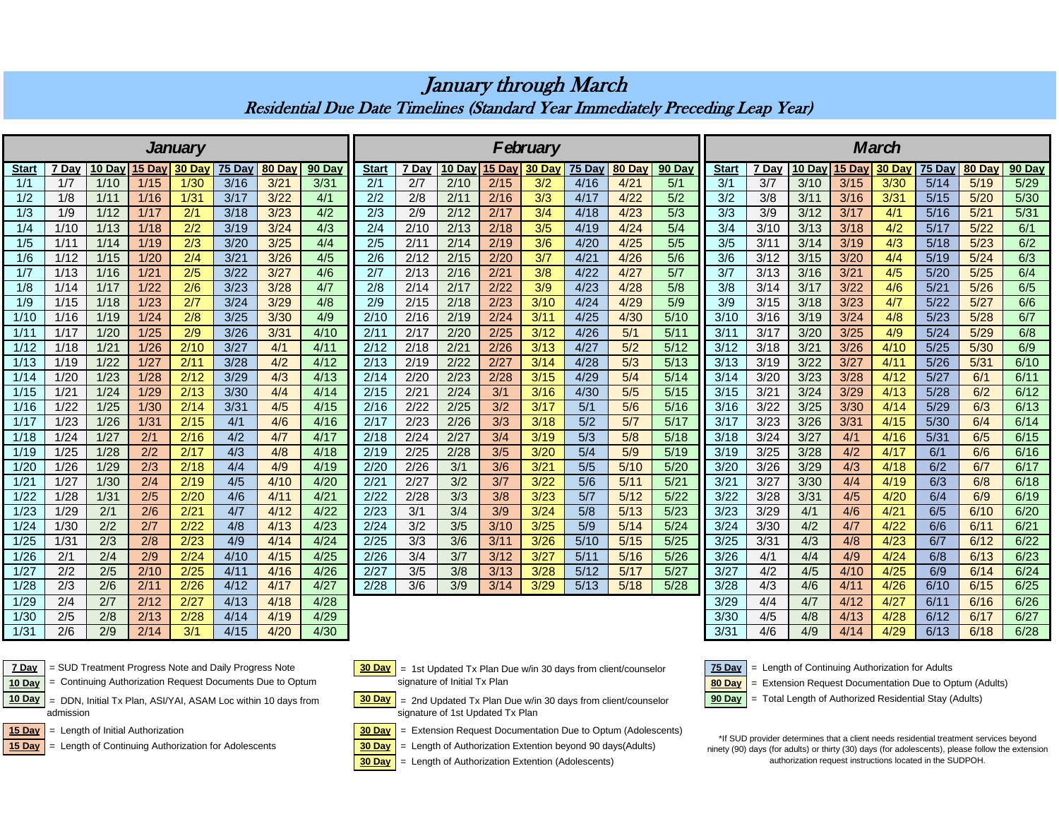# January through March

## Residential Due Date Timelines (Standard Year Immediately Preceding Leap Year)

### January

| Start | 7 Day | 10 Day | 15 Day | 30 Day | 75 Day | 80 Day | 90 Day |
|---|---|---|---|---|---|---|---|
| 1/1 | 1/7 | 1/10 | 1/15 | 1/30 | 3/16 | 3/21 | 3/31 |
| 1/2 | 1/8 | 1/11 | 1/16 | 1/31 | 3/17 | 3/22 | 4/1 |
| 1/3 | 1/9 | 1/12 | 1/17 | 2/1 | 3/18 | 3/23 | 4/2 |
| 1/4 | 1/10 | 1/13 | 1/18 | 2/2 | 3/19 | 3/24 | 4/3 |
| 1/5 | 1/11 | 1/14 | 1/19 | 2/3 | 3/20 | 3/25 | 4/4 |
| 1/6 | 1/12 | 1/15 | 1/20 | 2/4 | 3/21 | 3/26 | 4/5 |
| 1/7 | 1/13 | 1/16 | 1/21 | 2/5 | 3/22 | 3/27 | 4/6 |
| 1/8 | 1/14 | 1/17 | 1/22 | 2/6 | 3/23 | 3/28 | 4/7 |
| 1/9 | 1/15 | 1/18 | 1/23 | 2/7 | 3/24 | 3/29 | 4/8 |
| 1/10 | 1/16 | 1/19 | 1/24 | 2/8 | 3/25 | 3/30 | 4/9 |
| 1/11 | 1/17 | 1/20 | 1/25 | 2/9 | 3/26 | 3/31 | 4/10 |
| 1/12 | 1/18 | 1/21 | 1/26 | 2/10 | 3/27 | 4/1 | 4/11 |
| 1/13 | 1/19 | 1/22 | 1/27 | 2/11 | 3/28 | 4/2 | 4/12 |
| 1/14 | 1/20 | 1/23 | 1/28 | 2/12 | 3/29 | 4/3 | 4/13 |
| 1/15 | 1/21 | 1/24 | 1/29 | 2/13 | 3/30 | 4/4 | 4/14 |
| 1/16 | 1/22 | 1/25 | 1/30 | 2/14 | 3/31 | 4/5 | 4/15 |
| 1/17 | 1/23 | 1/26 | 1/31 | 2/15 | 4/1 | 4/6 | 4/16 |
| 1/18 | 1/24 | 1/27 | 2/1 | 2/16 | 4/2 | 4/7 | 4/17 |
| 1/19 | 1/25 | 1/28 | 2/2 | 2/17 | 4/3 | 4/8 | 4/18 |
| 1/20 | 1/26 | 1/29 | 2/3 | 2/18 | 4/4 | 4/9 | 4/19 |
| 1/21 | 1/27 | 1/30 | 2/4 | 2/19 | 4/5 | 4/10 | 4/20 |
| 1/22 | 1/28 | 1/31 | 2/5 | 2/20 | 4/6 | 4/11 | 4/21 |
| 1/23 | 1/29 | 2/1 | 2/6 | 2/21 | 4/7 | 4/12 | 4/22 |
| 1/24 | 1/30 | 2/2 | 2/7 | 2/22 | 4/8 | 4/13 | 4/23 |
| 1/25 | 1/31 | 2/3 | 2/8 | 2/23 | 4/9 | 4/14 | 4/24 |
| 1/26 | 2/1 | 2/4 | 2/9 | 2/24 | 4/10 | 4/15 | 4/25 |
| 1/27 | 2/2 | 2/5 | 2/10 | 2/25 | 4/11 | 4/16 | 4/26 |
| 1/28 | 2/3 | 2/6 | 2/11 | 2/26 | 4/12 | 4/17 | 4/27 |
| 1/29 | 2/4 | 2/7 | 2/12 | 2/27 | 4/13 | 4/18 | 4/28 |
| 1/30 | 2/5 | 2/8 | 2/13 | 2/28 | 4/14 | 4/19 | 4/29 |
| 1/31 | 2/6 | 2/9 | 2/14 | 3/1 | 4/15 | 4/20 | 4/30 |

### February

| Start | 7 Day | 10 Day | 15 Day | 30 Day | 75 Day | 80 Day | 90 Day |
|---|---|---|---|---|---|---|---|
| 2/1 | 2/7 | 2/10 | 2/15 | 3/2 | 4/16 | 4/21 | 5/1 |
| 2/2 | 2/8 | 2/11 | 2/16 | 3/3 | 4/17 | 4/22 | 5/2 |
| 2/3 | 2/9 | 2/12 | 2/17 | 3/4 | 4/18 | 4/23 | 5/3 |
| 2/4 | 2/10 | 2/13 | 2/18 | 3/5 | 4/19 | 4/24 | 5/4 |
| 2/5 | 2/11 | 2/14 | 2/19 | 3/6 | 4/20 | 4/25 | 5/5 |
| 2/6 | 2/12 | 2/15 | 2/20 | 3/7 | 4/21 | 4/26 | 5/6 |
| 2/7 | 2/13 | 2/16 | 2/21 | 3/8 | 4/22 | 4/27 | 5/7 |
| 2/8 | 2/14 | 2/17 | 2/22 | 3/9 | 4/23 | 4/28 | 5/8 |
| 2/9 | 2/15 | 2/18 | 2/23 | 3/10 | 4/24 | 4/29 | 5/9 |
| 2/10 | 2/16 | 2/19 | 2/24 | 3/11 | 4/25 | 4/30 | 5/10 |
| 2/11 | 2/17 | 2/20 | 2/25 | 3/12 | 4/26 | 5/1 | 5/11 |
| 2/12 | 2/18 | 2/21 | 2/26 | 3/13 | 4/27 | 5/2 | 5/12 |
| 2/13 | 2/19 | 2/22 | 2/27 | 3/14 | 4/28 | 5/3 | 5/13 |
| 2/14 | 2/20 | 2/23 | 2/28 | 3/15 | 4/29 | 5/4 | 5/14 |
| 2/15 | 2/21 | 2/24 | 3/1 | 3/16 | 4/30 | 5/5 | 5/15 |
| 2/16 | 2/22 | 2/25 | 3/2 | 3/17 | 5/1 | 5/6 | 5/16 |
| 2/17 | 2/23 | 2/26 | 3/3 | 3/18 | 5/2 | 5/7 | 5/17 |
| 2/18 | 2/24 | 2/27 | 3/4 | 3/19 | 5/3 | 5/8 | 5/18 |
| 2/19 | 2/25 | 2/28 | 3/5 | 3/20 | 5/4 | 5/9 | 5/19 |
| 2/20 | 2/26 | 3/1 | 3/6 | 3/21 | 5/5 | 5/10 | 5/20 |
| 2/21 | 2/27 | 3/2 | 3/7 | 3/22 | 5/6 | 5/11 | 5/21 |
| 2/22 | 2/28 | 3/3 | 3/8 | 3/23 | 5/7 | 5/12 | 5/22 |
| 2/23 | 3/1 | 3/4 | 3/9 | 3/24 | 5/8 | 5/13 | 5/23 |
| 2/24 | 3/2 | 3/5 | 3/10 | 3/25 | 5/9 | 5/14 | 5/24 |
| 2/25 | 3/3 | 3/6 | 3/11 | 3/26 | 5/10 | 5/15 | 5/25 |
| 2/26 | 3/4 | 3/7 | 3/12 | 3/27 | 5/11 | 5/16 | 5/26 |
| 2/27 | 3/5 | 3/8 | 3/13 | 3/28 | 5/12 | 5/17 | 5/27 |
| 2/28 | 3/6 | 3/9 | 3/14 | 3/29 | 5/13 | 5/18 | 5/28 |

### March

| Start | 7 Day | 10 Day | 15 Day | 30 Day | 75 Day | 80 Day | 90 Day |
|---|---|---|---|---|---|---|---|
| 3/1 | 3/7 | 3/10 | 3/15 | 3/30 | 5/14 | 5/19 | 5/29 |
| 3/2 | 3/8 | 3/11 | 3/16 | 3/31 | 5/15 | 5/20 | 5/30 |
| 3/3 | 3/9 | 3/12 | 3/17 | 4/1 | 5/16 | 5/21 | 5/31 |
| 3/4 | 3/10 | 3/13 | 3/18 | 4/2 | 5/17 | 5/22 | 6/1 |
| 3/5 | 3/11 | 3/14 | 3/19 | 4/3 | 5/18 | 5/23 | 6/2 |
| 3/6 | 3/12 | 3/15 | 3/20 | 4/4 | 5/19 | 5/24 | 6/3 |
| 3/7 | 3/13 | 3/16 | 3/21 | 4/5 | 5/20 | 5/25 | 6/4 |
| 3/8 | 3/14 | 3/17 | 3/22 | 4/6 | 5/21 | 5/26 | 6/5 |
| 3/9 | 3/15 | 3/18 | 3/23 | 4/7 | 5/22 | 5/27 | 6/6 |
| 3/10 | 3/16 | 3/19 | 3/24 | 4/8 | 5/23 | 5/28 | 6/7 |
| 3/11 | 3/17 | 3/20 | 3/25 | 4/9 | 5/24 | 5/29 | 6/8 |
| 3/12 | 3/18 | 3/21 | 3/26 | 4/10 | 5/25 | 5/30 | 6/9 |
| 3/13 | 3/19 | 3/22 | 3/27 | 4/11 | 5/26 | 5/31 | 6/10 |
| 3/14 | 3/20 | 3/23 | 3/28 | 4/12 | 5/27 | 6/1 | 6/11 |
| 3/15 | 3/21 | 3/24 | 3/29 | 4/13 | 5/28 | 6/2 | 6/12 |
| 3/16 | 3/22 | 3/25 | 3/30 | 4/14 | 5/29 | 6/3 | 6/13 |
| 3/17 | 3/23 | 3/26 | 3/31 | 4/15 | 5/30 | 6/4 | 6/14 |
| 3/18 | 3/24 | 3/27 | 4/1 | 4/16 | 5/31 | 6/5 | 6/15 |
| 3/19 | 3/25 | 3/28 | 4/2 | 4/17 | 6/1 | 6/6 | 6/16 |
| 3/20 | 3/26 | 3/29 | 4/3 | 4/18 | 6/2 | 6/7 | 6/17 |
| 3/21 | 3/27 | 3/30 | 4/4 | 4/19 | 6/3 | 6/8 | 6/18 |
| 3/22 | 3/28 | 3/31 | 4/5 | 4/20 | 6/4 | 6/9 | 6/19 |
| 3/23 | 3/29 | 4/1 | 4/6 | 4/21 | 6/5 | 6/10 | 6/20 |
| 3/24 | 3/30 | 4/2 | 4/7 | 4/22 | 6/6 | 6/11 | 6/21 |
| 3/25 | 3/31 | 4/3 | 4/8 | 4/23 | 6/7 | 6/12 | 6/22 |
| 3/26 | 4/1 | 4/4 | 4/9 | 4/24 | 6/8 | 6/13 | 6/23 |
| 3/27 | 4/2 | 4/5 | 4/10 | 4/25 | 6/9 | 6/14 | 6/24 |
| 3/28 | 4/3 | 4/6 | 4/11 | 4/26 | 6/10 | 6/15 | 6/25 |
| 3/29 | 4/4 | 4/7 | 4/12 | 4/27 | 6/11 | 6/16 | 6/26 |
| 3/30 | 4/5 | 4/8 | 4/13 | 4/28 | 6/12 | 6/17 | 6/27 |
| 3/31 | 4/6 | 4/9 | 4/14 | 4/29 | 6/13 | 6/18 | 6/28 |

**7 Day** = SUD Treatment Progress Note and Daily Progress Note

**10 Day** = Continuing Authorization Request Documents Due to Optum

**10 Day** = DDN, Initial Tx Plan, ASI/YAI, ASAM Loc within 10 days from admission

**15 Day** = Length of Initial Authorization

**15 Day** = Length of Continuing Authorization for Adolescents

**30 Day** = 1st Updated Tx Plan Due w/in 30 days from client/counselor signature of Initial Tx Plan

**30 Day** = 2nd Updated Tx Plan Due w/in 30 days from client/counselor signature of 1st Updated Tx Plan

**30 Day** = Extension Request Documentation Due to Optum (Adolescents)

**30 Day** = Length of Authorization Extention beyond 90 days(Adults)

**30 Day** = Length of Authorization Extention (Adolescents)

**75 Day** = Length of Continuing Authorization for Adults

**80 Day** = Extension Request Documentation Due to Optum (Adults)

**90 Day** = Total Length of Authorized Residential Stay (Adults)

*If SUD provider determines that a client needs residential treatment services beyond ninety (90) days (for adults) or thirty (30) days (for adolescents), please follow the extension authorization request instructions located in the SUDPOH.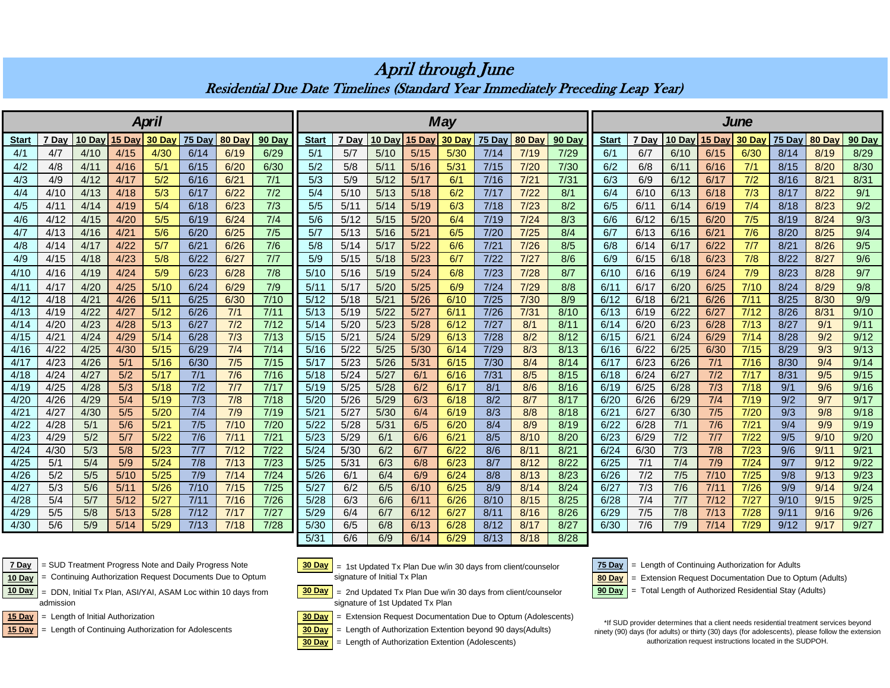# April through June

## Residential Due Date Timelines (Standard Year Immediately Preceding Leap Year)

### April

| Start | 7 Day | 10 Day | 15 Day | 30 Day | 75 Day | 80 Day | 90 Day |
|---|---|---|---|---|---|---|---|
| 4/1 | 4/7 | 4/10 | 4/15 | 4/30 | 6/14 | 6/19 | 6/29 |
| 4/2 | 4/8 | 4/11 | 4/16 | 5/1 | 6/15 | 6/20 | 6/30 |
| 4/3 | 4/9 | 4/12 | 4/17 | 5/2 | 6/16 | 6/21 | 7/1 |
| 4/4 | 4/10 | 4/13 | 4/18 | 5/3 | 6/17 | 6/22 | 7/2 |
| 4/5 | 4/11 | 4/14 | 4/19 | 5/4 | 6/18 | 6/23 | 7/3 |
| 4/6 | 4/12 | 4/15 | 4/20 | 5/5 | 6/19 | 6/24 | 7/4 |
| 4/7 | 4/13 | 4/16 | 4/21 | 5/6 | 6/20 | 6/25 | 7/5 |
| 4/8 | 4/14 | 4/17 | 4/22 | 5/7 | 6/21 | 6/26 | 7/6 |
| 4/9 | 4/15 | 4/18 | 4/23 | 5/8 | 6/22 | 6/27 | 7/7 |
| 4/10 | 4/16 | 4/19 | 4/24 | 5/9 | 6/23 | 6/28 | 7/8 |
| 4/11 | 4/17 | 4/20 | 4/25 | 5/10 | 6/24 | 6/29 | 7/9 |
| 4/12 | 4/18 | 4/21 | 4/26 | 5/11 | 6/25 | 6/30 | 7/10 |
| 4/13 | 4/19 | 4/22 | 4/27 | 5/12 | 6/26 | 7/1 | 7/11 |
| 4/14 | 4/20 | 4/23 | 4/28 | 5/13 | 6/27 | 7/2 | 7/12 |
| 4/15 | 4/21 | 4/24 | 4/29 | 5/14 | 6/28 | 7/3 | 7/13 |
| 4/16 | 4/22 | 4/25 | 4/30 | 5/15 | 6/29 | 7/4 | 7/14 |
| 4/17 | 4/23 | 4/26 | 5/1 | 5/16 | 6/30 | 7/5 | 7/15 |
| 4/18 | 4/24 | 4/27 | 5/2 | 5/17 | 7/1 | 7/6 | 7/16 |
| 4/19 | 4/25 | 4/28 | 5/3 | 5/18 | 7/2 | 7/7 | 7/17 |
| 4/20 | 4/26 | 4/29 | 5/4 | 5/19 | 7/3 | 7/8 | 7/18 |
| 4/21 | 4/27 | 4/30 | 5/5 | 5/20 | 7/4 | 7/9 | 7/19 |
| 4/22 | 4/28 | 5/1 | 5/6 | 5/21 | 7/5 | 7/10 | 7/20 |
| 4/23 | 4/29 | 5/2 | 5/7 | 5/22 | 7/6 | 7/11 | 7/21 |
| 4/24 | 4/30 | 5/3 | 5/8 | 5/23 | 7/7 | 7/12 | 7/22 |
| 4/25 | 5/1 | 5/4 | 5/9 | 5/24 | 7/8 | 7/13 | 7/23 |
| 4/26 | 5/2 | 5/5 | 5/10 | 5/25 | 7/9 | 7/14 | 7/24 |
| 4/27 | 5/3 | 5/6 | 5/11 | 5/26 | 7/10 | 7/15 | 7/25 |
| 4/28 | 5/4 | 5/7 | 5/12 | 5/27 | 7/11 | 7/16 | 7/26 |
| 4/29 | 5/5 | 5/8 | 5/13 | 5/28 | 7/12 | 7/17 | 7/27 |
| 4/30 | 5/6 | 5/9 | 5/14 | 5/29 | 7/13 | 7/18 | 7/28 |

### May

| Start | 7 Day | 10 Day | 15 Day | 30 Day | 75 Day | 80 Day | 90 Day |
|---|---|---|---|---|---|---|---|
| 5/1 | 5/7 | 5/10 | 5/15 | 5/30 | 7/14 | 7/19 | 7/29 |
| 5/2 | 5/8 | 5/11 | 5/16 | 5/31 | 7/15 | 7/20 | 7/30 |
| 5/3 | 5/9 | 5/12 | 5/17 | 6/1 | 7/16 | 7/21 | 7/31 |
| 5/4 | 5/10 | 5/13 | 5/18 | 6/2 | 7/17 | 7/22 | 8/1 |
| 5/5 | 5/11 | 5/14 | 5/19 | 6/3 | 7/18 | 7/23 | 8/2 |
| 5/6 | 5/12 | 5/15 | 5/20 | 6/4 | 7/19 | 7/24 | 8/3 |
| 5/7 | 5/13 | 5/16 | 5/21 | 6/5 | 7/20 | 7/25 | 8/4 |
| 5/8 | 5/14 | 5/17 | 5/22 | 6/6 | 7/21 | 7/26 | 8/5 |
| 5/9 | 5/15 | 5/18 | 5/23 | 6/7 | 7/22 | 7/27 | 8/6 |
| 5/10 | 5/16 | 5/19 | 5/24 | 6/8 | 7/23 | 7/28 | 8/7 |
| 5/11 | 5/17 | 5/20 | 5/25 | 6/9 | 7/24 | 7/29 | 8/8 |
| 5/12 | 5/18 | 5/21 | 5/26 | 6/10 | 7/25 | 7/30 | 8/9 |
| 5/13 | 5/19 | 5/22 | 5/27 | 6/11 | 7/26 | 7/31 | 8/10 |
| 5/14 | 5/20 | 5/23 | 5/28 | 6/12 | 7/27 | 8/1 | 8/11 |
| 5/15 | 5/21 | 5/24 | 5/29 | 6/13 | 7/28 | 8/2 | 8/12 |
| 5/16 | 5/22 | 5/25 | 5/30 | 6/14 | 7/29 | 8/3 | 8/13 |
| 5/17 | 5/23 | 5/26 | 5/31 | 6/15 | 7/30 | 8/4 | 8/14 |
| 5/18 | 5/24 | 5/27 | 6/1 | 6/16 | 7/31 | 8/5 | 8/15 |
| 5/19 | 5/25 | 5/28 | 6/2 | 6/17 | 8/1 | 8/6 | 8/16 |
| 5/20 | 5/26 | 5/29 | 6/3 | 6/18 | 8/2 | 8/7 | 8/17 |
| 5/21 | 5/27 | 5/30 | 6/4 | 6/19 | 8/3 | 8/8 | 8/18 |
| 5/22 | 5/28 | 5/31 | 6/5 | 6/20 | 8/4 | 8/9 | 8/19 |
| 5/23 | 5/29 | 6/1 | 6/6 | 6/21 | 8/5 | 8/10 | 8/20 |
| 5/24 | 5/30 | 6/2 | 6/7 | 6/22 | 8/6 | 8/11 | 8/21 |
| 5/25 | 5/31 | 6/3 | 6/8 | 6/23 | 8/7 | 8/12 | 8/22 |
| 5/26 | 6/1 | 6/4 | 6/9 | 6/24 | 8/8 | 8/13 | 8/23 |
| 5/27 | 6/2 | 6/5 | 6/10 | 6/25 | 8/9 | 8/14 | 8/24 |
| 5/28 | 6/3 | 6/6 | 6/11 | 6/26 | 8/10 | 8/15 | 8/25 |
| 5/29 | 6/4 | 6/7 | 6/12 | 6/27 | 8/11 | 8/16 | 8/26 |
| 5/30 | 6/5 | 6/8 | 6/13 | 6/28 | 8/12 | 8/17 | 8/27 |
| 5/31 | 6/6 | 6/9 | 6/14 | 6/29 | 8/13 | 8/18 | 8/28 |

### June

| Start | 7 Day | 10 Day | 15 Day | 30 Day | 75 Day | 80 Day | 90 Day |
|---|---|---|---|---|---|---|---|
| 6/1 | 6/7 | 6/10 | 6/15 | 6/30 | 8/14 | 8/19 | 8/29 |
| 6/2 | 6/8 | 6/11 | 6/16 | 7/1 | 8/15 | 8/20 | 8/30 |
| 6/3 | 6/9 | 6/12 | 6/17 | 7/2 | 8/16 | 8/21 | 8/31 |
| 6/4 | 6/10 | 6/13 | 6/18 | 7/3 | 8/17 | 8/22 | 9/1 |
| 6/5 | 6/11 | 6/14 | 6/19 | 7/4 | 8/18 | 8/23 | 9/2 |
| 6/6 | 6/12 | 6/15 | 6/20 | 7/5 | 8/19 | 8/24 | 9/3 |
| 6/7 | 6/13 | 6/16 | 6/21 | 7/6 | 8/20 | 8/25 | 9/4 |
| 6/8 | 6/14 | 6/17 | 6/22 | 7/7 | 8/21 | 8/26 | 9/5 |
| 6/9 | 6/15 | 6/18 | 6/23 | 7/8 | 8/22 | 8/27 | 9/6 |
| 6/10 | 6/16 | 6/19 | 6/24 | 7/9 | 8/23 | 8/28 | 9/7 |
| 6/11 | 6/17 | 6/20 | 6/25 | 7/10 | 8/24 | 8/29 | 9/8 |
| 6/12 | 6/18 | 6/21 | 6/26 | 7/11 | 8/25 | 8/30 | 9/9 |
| 6/13 | 6/19 | 6/22 | 6/27 | 7/12 | 8/26 | 8/31 | 9/10 |
| 6/14 | 6/20 | 6/23 | 6/28 | 7/13 | 8/27 | 9/1 | 9/11 |
| 6/15 | 6/21 | 6/24 | 6/29 | 7/14 | 8/28 | 9/2 | 9/12 |
| 6/16 | 6/22 | 6/25 | 6/30 | 7/15 | 8/29 | 9/3 | 9/13 |
| 6/17 | 6/23 | 6/26 | 7/1 | 7/16 | 8/30 | 9/4 | 9/14 |
| 6/18 | 6/24 | 6/27 | 7/2 | 7/17 | 8/31 | 9/5 | 9/15 |
| 6/19 | 6/25 | 6/28 | 7/3 | 7/18 | 9/1 | 9/6 | 9/16 |
| 6/20 | 6/26 | 6/29 | 7/4 | 7/19 | 9/2 | 9/7 | 9/17 |
| 6/21 | 6/27 | 6/30 | 7/5 | 7/20 | 9/3 | 9/8 | 9/18 |
| 6/22 | 6/28 | 7/1 | 7/6 | 7/21 | 9/4 | 9/9 | 9/19 |
| 6/23 | 6/29 | 7/2 | 7/7 | 7/22 | 9/5 | 9/10 | 9/20 |
| 6/24 | 6/30 | 7/3 | 7/8 | 7/23 | 9/6 | 9/11 | 9/21 |
| 6/25 | 7/1 | 7/4 | 7/9 | 7/24 | 9/7 | 9/12 | 9/22 |
| 6/26 | 7/2 | 7/5 | 7/10 | 7/25 | 9/8 | 9/13 | 9/23 |
| 6/27 | 7/3 | 7/6 | 7/11 | 7/26 | 9/9 | 9/14 | 9/24 |
| 6/28 | 7/4 | 7/7 | 7/12 | 7/27 | 9/10 | 9/15 | 9/25 |
| 6/29 | 7/5 | 7/8 | 7/13 | 7/28 | 9/11 | 9/16 | 9/26 |
| 6/30 | 7/6 | 7/9 | 7/14 | 7/29 | 9/12 | 9/17 | 9/27 |

**7 Day** = SUD Treatment Progress Note and Daily Progress Note

**10 Day** = Continuing Authorization Request Documents Due to Optum

**10 Day** = DDN, Initial Tx Plan, ASI/YAI, ASAM Loc within 10 days from admission

**15 Day** = Length of Initial Authorization

**15 Day** = Length of Continuing Authorization for Adolescents

**30 Day** = 1st Updated Tx Plan Due w/in 30 days from client/counselor signature of Initial Tx Plan

**30 Day** = 2nd Updated Tx Plan Due w/in 30 days from client/counselor signature of 1st Updated Tx Plan

**30 Day** = Extension Request Documentation Due to Optum (Adolescents)

**30 Day** = Length of Authorization Extention beyond 90 days(Adults)

**30 Day** = Length of Authorization Extention (Adolescents)

**75 Day** = Length of Continuing Authorization for Adults

**80 Day** = Extension Request Documentation Due to Optum (Adults)

**90 Day** = Total Length of Authorized Residential Stay (Adults)

*If SUD provider determines that a client needs residential treatment services beyond ninety (90) days (for adults) or thirty (30) days (for adolescents), please follow the extension authorization request instructions located in the SUDPOH.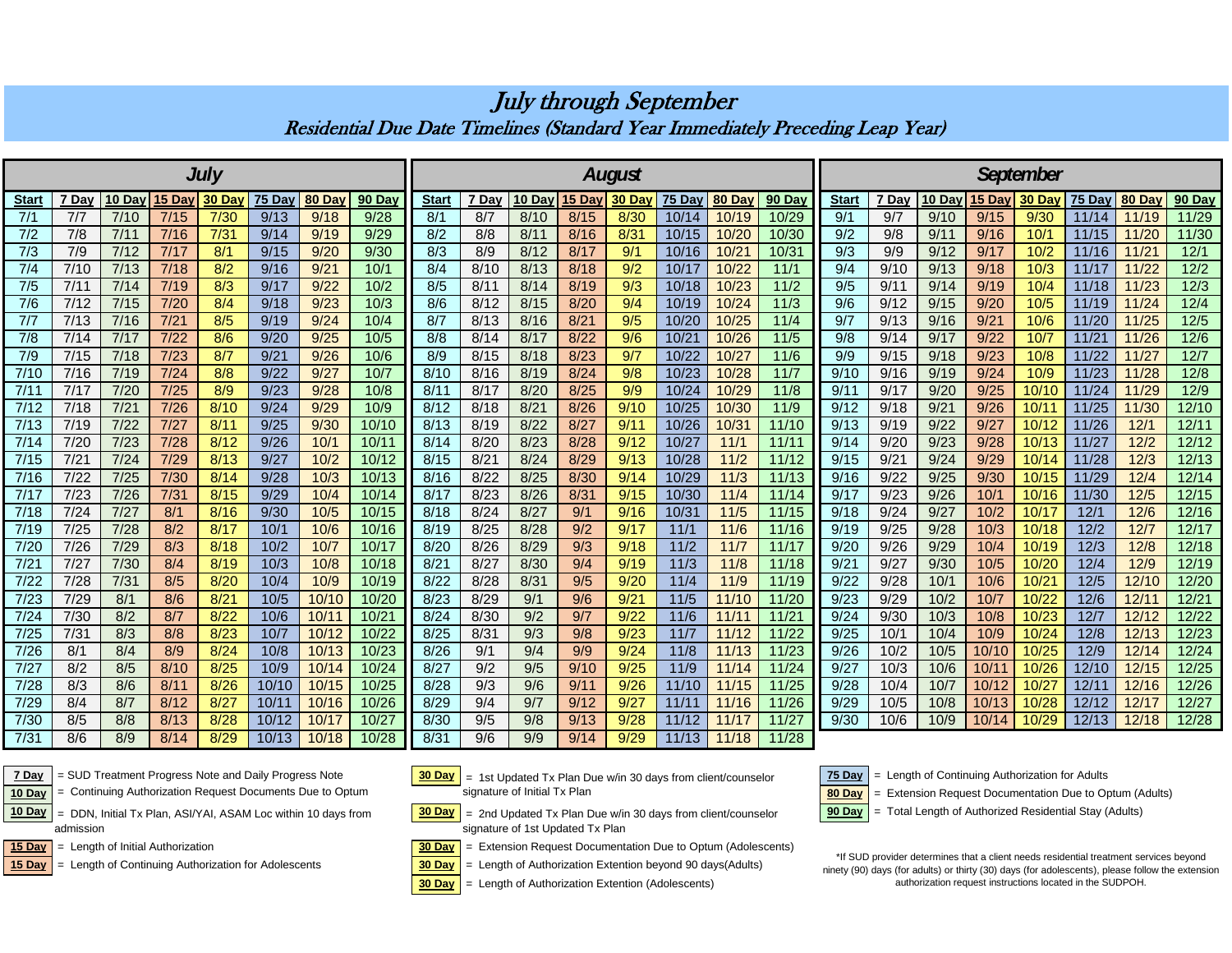# *July through September*

## *Residential Due Date Timelines (Standard Year Immediately Preceding Leap Year)*

### July

| Start | 7 Day | 10 Day | 15 Day | 30 Day | 75 Day | 80 Day | 90 Day |
|---|---|---|---|---|---|---|---|
| 7/1 | 7/7 | 7/10 | 7/15 | 7/30 | 9/13 | 9/18 | 9/28 |
| 7/2 | 7/8 | 7/11 | 7/16 | 7/31 | 9/14 | 9/19 | 9/29 |
| 7/3 | 7/9 | 7/12 | 7/17 | 8/1 | 9/15 | 9/20 | 9/30 |
| 7/4 | 7/10 | 7/13 | 7/18 | 8/2 | 9/16 | 9/21 | 10/1 |
| 7/5 | 7/11 | 7/14 | 7/19 | 8/3 | 9/17 | 9/22 | 10/2 |
| 7/6 | 7/12 | 7/15 | 7/20 | 8/4 | 9/18 | 9/23 | 10/3 |
| 7/7 | 7/13 | 7/16 | 7/21 | 8/5 | 9/19 | 9/24 | 10/4 |
| 7/8 | 7/14 | 7/17 | 7/22 | 8/6 | 9/20 | 9/25 | 10/5 |
| 7/9 | 7/15 | 7/18 | 7/23 | 8/7 | 9/21 | 9/26 | 10/6 |
| 7/10 | 7/16 | 7/19 | 7/24 | 8/8 | 9/22 | 9/27 | 10/7 |
| 7/11 | 7/17 | 7/20 | 7/25 | 8/9 | 9/23 | 9/28 | 10/8 |
| 7/12 | 7/18 | 7/21 | 7/26 | 8/10 | 9/24 | 9/29 | 10/9 |
| 7/13 | 7/19 | 7/22 | 7/27 | 8/11 | 9/25 | 9/30 | 10/10 |
| 7/14 | 7/20 | 7/23 | 7/28 | 8/12 | 9/26 | 10/1 | 10/11 |
| 7/15 | 7/21 | 7/24 | 7/29 | 8/13 | 9/27 | 10/2 | 10/12 |
| 7/16 | 7/22 | 7/25 | 7/30 | 8/14 | 9/28 | 10/3 | 10/13 |
| 7/17 | 7/23 | 7/26 | 7/31 | 8/15 | 9/29 | 10/4 | 10/14 |
| 7/18 | 7/24 | 7/27 | 8/1 | 8/16 | 9/30 | 10/5 | 10/15 |
| 7/19 | 7/25 | 7/28 | 8/2 | 8/17 | 10/1 | 10/6 | 10/16 |
| 7/20 | 7/26 | 7/29 | 8/3 | 8/18 | 10/2 | 10/7 | 10/17 |
| 7/21 | 7/27 | 7/30 | 8/4 | 8/19 | 10/3 | 10/8 | 10/18 |
| 7/22 | 7/28 | 7/31 | 8/5 | 8/20 | 10/4 | 10/9 | 10/19 |
| 7/23 | 7/29 | 8/1 | 8/6 | 8/21 | 10/5 | 10/10 | 10/20 |
| 7/24 | 7/30 | 8/2 | 8/7 | 8/22 | 10/6 | 10/11 | 10/21 |
| 7/25 | 7/31 | 8/3 | 8/8 | 8/23 | 10/7 | 10/12 | 10/22 |
| 7/26 | 8/1 | 8/4 | 8/9 | 8/24 | 10/8 | 10/13 | 10/23 |
| 7/27 | 8/2 | 8/5 | 8/10 | 8/25 | 10/9 | 10/14 | 10/24 |
| 7/28 | 8/3 | 8/6 | 8/11 | 8/26 | 10/10 | 10/15 | 10/25 |
| 7/29 | 8/4 | 8/7 | 8/12 | 8/27 | 10/11 | 10/16 | 10/26 |
| 7/30 | 8/5 | 8/8 | 8/13 | 8/28 | 10/12 | 10/17 | 10/27 |
| 7/31 | 8/6 | 8/9 | 8/14 | 8/29 | 10/13 | 10/18 | 10/28 |

### August

| Start | 7 Day | 10 Day | 15 Day | 30 Day | 75 Day | 80 Day | 90 Day |
|---|---|---|---|---|---|---|---|
| 8/1 | 8/7 | 8/10 | 8/15 | 8/30 | 10/14 | 10/19 | 10/29 |
| 8/2 | 8/8 | 8/11 | 8/16 | 8/31 | 10/15 | 10/20 | 10/30 |
| 8/3 | 8/9 | 8/12 | 8/17 | 9/1 | 10/16 | 10/21 | 10/31 |
| 8/4 | 8/10 | 8/13 | 8/18 | 9/2 | 10/17 | 10/22 | 11/1 |
| 8/5 | 8/11 | 8/14 | 8/19 | 9/3 | 10/18 | 10/23 | 11/2 |
| 8/6 | 8/12 | 8/15 | 8/20 | 9/4 | 10/19 | 10/24 | 11/3 |
| 8/7 | 8/13 | 8/16 | 8/21 | 9/5 | 10/20 | 10/25 | 11/4 |
| 8/8 | 8/14 | 8/17 | 8/22 | 9/6 | 10/21 | 10/26 | 11/5 |
| 8/9 | 8/15 | 8/18 | 8/23 | 9/7 | 10/22 | 10/27 | 11/6 |
| 8/10 | 8/16 | 8/19 | 8/24 | 9/8 | 10/23 | 10/28 | 11/7 |
| 8/11 | 8/17 | 8/20 | 8/25 | 9/9 | 10/24 | 10/29 | 11/8 |
| 8/12 | 8/18 | 8/21 | 8/26 | 9/10 | 10/25 | 10/30 | 11/9 |
| 8/13 | 8/19 | 8/22 | 8/27 | 9/11 | 10/26 | 10/31 | 11/10 |
| 8/14 | 8/20 | 8/23 | 8/28 | 9/12 | 10/27 | 11/1 | 11/11 |
| 8/15 | 8/21 | 8/24 | 8/29 | 9/13 | 10/28 | 11/2 | 11/12 |
| 8/16 | 8/22 | 8/25 | 8/30 | 9/14 | 10/29 | 11/3 | 11/13 |
| 8/17 | 8/23 | 8/26 | 8/31 | 9/15 | 10/30 | 11/4 | 11/14 |
| 8/18 | 8/24 | 8/27 | 9/1 | 9/16 | 10/31 | 11/5 | 11/15 |
| 8/19 | 8/25 | 8/28 | 9/2 | 9/17 | 11/1 | 11/6 | 11/16 |
| 8/20 | 8/26 | 8/29 | 9/3 | 9/18 | 11/2 | 11/7 | 11/17 |
| 8/21 | 8/27 | 8/30 | 9/4 | 9/19 | 11/3 | 11/8 | 11/18 |
| 8/22 | 8/28 | 8/31 | 9/5 | 9/20 | 11/4 | 11/9 | 11/19 |
| 8/23 | 8/29 | 9/1 | 9/6 | 9/21 | 11/5 | 11/10 | 11/20 |
| 8/24 | 8/30 | 9/2 | 9/7 | 9/22 | 11/6 | 11/11 | 11/21 |
| 8/25 | 8/31 | 9/3 | 9/8 | 9/23 | 11/7 | 11/12 | 11/22 |
| 8/26 | 9/1 | 9/4 | 9/9 | 9/24 | 11/8 | 11/13 | 11/23 |
| 8/27 | 9/2 | 9/5 | 9/10 | 9/25 | 11/9 | 11/14 | 11/24 |
| 8/28 | 9/3 | 9/6 | 9/11 | 9/26 | 11/10 | 11/15 | 11/25 |
| 8/29 | 9/4 | 9/7 | 9/12 | 9/27 | 11/11 | 11/16 | 11/26 |
| 8/30 | 9/5 | 9/8 | 9/13 | 9/28 | 11/12 | 11/17 | 11/27 |
| 8/31 | 9/6 | 9/9 | 9/14 | 9/29 | 11/13 | 11/18 | 11/28 |

### September

| Start | 7 Day | 10 Day | 15 Day | 30 Day | 75 Day | 80 Day | 90 Day |
|---|---|---|---|---|---|---|---|
| 9/1 | 9/7 | 9/10 | 9/15 | 9/30 | 11/14 | 11/19 | 11/29 |
| 9/2 | 9/8 | 9/11 | 9/16 | 10/1 | 11/15 | 11/20 | 11/30 |
| 9/3 | 9/9 | 9/12 | 9/17 | 10/2 | 11/16 | 11/21 | 12/1 |
| 9/4 | 9/10 | 9/13 | 9/18 | 10/3 | 11/17 | 11/22 | 12/2 |
| 9/5 | 9/11 | 9/14 | 9/19 | 10/4 | 11/18 | 11/23 | 12/3 |
| 9/6 | 9/12 | 9/15 | 9/20 | 10/5 | 11/19 | 11/24 | 12/4 |
| 9/7 | 9/13 | 9/16 | 9/21 | 10/6 | 11/20 | 11/25 | 12/5 |
| 9/8 | 9/14 | 9/17 | 9/22 | 10/7 | 11/21 | 11/26 | 12/6 |
| 9/9 | 9/15 | 9/18 | 9/23 | 10/8 | 11/22 | 11/27 | 12/7 |
| 9/10 | 9/16 | 9/19 | 9/24 | 10/9 | 11/23 | 11/28 | 12/8 |
| 9/11 | 9/17 | 9/20 | 9/25 | 10/10 | 11/24 | 11/29 | 12/9 |
| 9/12 | 9/18 | 9/21 | 9/26 | 10/11 | 11/25 | 11/30 | 12/10 |
| 9/13 | 9/19 | 9/22 | 9/27 | 10/12 | 11/26 | 12/1 | 12/11 |
| 9/14 | 9/20 | 9/23 | 9/28 | 10/13 | 11/27 | 12/2 | 12/12 |
| 9/15 | 9/21 | 9/24 | 9/29 | 10/14 | 11/28 | 12/3 | 12/13 |
| 9/16 | 9/22 | 9/25 | 9/30 | 10/15 | 11/29 | 12/4 | 12/14 |
| 9/17 | 9/23 | 9/26 | 10/1 | 10/16 | 11/30 | 12/5 | 12/15 |
| 9/18 | 9/24 | 9/27 | 10/2 | 10/17 | 12/1 | 12/6 | 12/16 |
| 9/19 | 9/25 | 9/28 | 10/3 | 10/18 | 12/2 | 12/7 | 12/17 |
| 9/20 | 9/26 | 9/29 | 10/4 | 10/19 | 12/3 | 12/8 | 12/18 |
| 9/21 | 9/27 | 9/30 | 10/5 | 10/20 | 12/4 | 12/9 | 12/19 |
| 9/22 | 9/28 | 10/1 | 10/6 | 10/21 | 12/5 | 12/10 | 12/20 |
| 9/23 | 9/29 | 10/2 | 10/7 | 10/22 | 12/6 | 12/11 | 12/21 |
| 9/24 | 9/30 | 10/3 | 10/8 | 10/23 | 12/7 | 12/12 | 12/22 |
| 9/25 | 10/1 | 10/4 | 10/9 | 10/24 | 12/8 | 12/13 | 12/23 |
| 9/26 | 10/2 | 10/5 | 10/10 | 10/25 | 12/9 | 12/14 | 12/24 |
| 9/27 | 10/3 | 10/6 | 10/11 | 10/26 | 12/10 | 12/15 | 12/25 |
| 9/28 | 10/4 | 10/7 | 10/12 | 10/27 | 12/11 | 12/16 | 12/26 |
| 9/29 | 10/5 | 10/8 | 10/13 | 10/28 | 12/12 | 12/17 | 12/27 |
| 9/30 | 10/6 | 10/9 | 10/14 | 10/29 | 12/13 | 12/18 | 12/28 |

**7 Day** = SUD Treatment Progress Note and Daily Progress Note

**10 Day** = Continuing Authorization Request Documents Due to Optum

**10 Day** = DDN, Initial Tx Plan, ASI/YAI, ASAM Loc within 10 days from admission

**15 Day** = Length of Initial Authorization

**15 Day** = Length of Continuing Authorization for Adolescents

**30 Day** = 1st Updated Tx Plan Due w/in 30 days from client/counselor signature of Initial Tx Plan

**30 Day** = 2nd Updated Tx Plan Due w/in 30 days from client/counselor signature of 1st Updated Tx Plan

**30 Day** = Extension Request Documentation Due to Optum (Adolescents)

**30 Day** = Length of Authorization Extention beyond 90 days(Adults)

**30 Day** = Length of Authorization Extention (Adolescents)

**75 Day** = Length of Continuing Authorization for Adults

**80 Day** = Extension Request Documentation Due to Optum (Adults)

**90 Day** = Total Length of Authorized Residential Stay (Adults)

*If SUD provider determines that a client needs residential treatment services beyond ninety (90) days (for adults) or thirty (30) days (for adolescents), please follow the extension authorization request instructions located in the SUDPOH.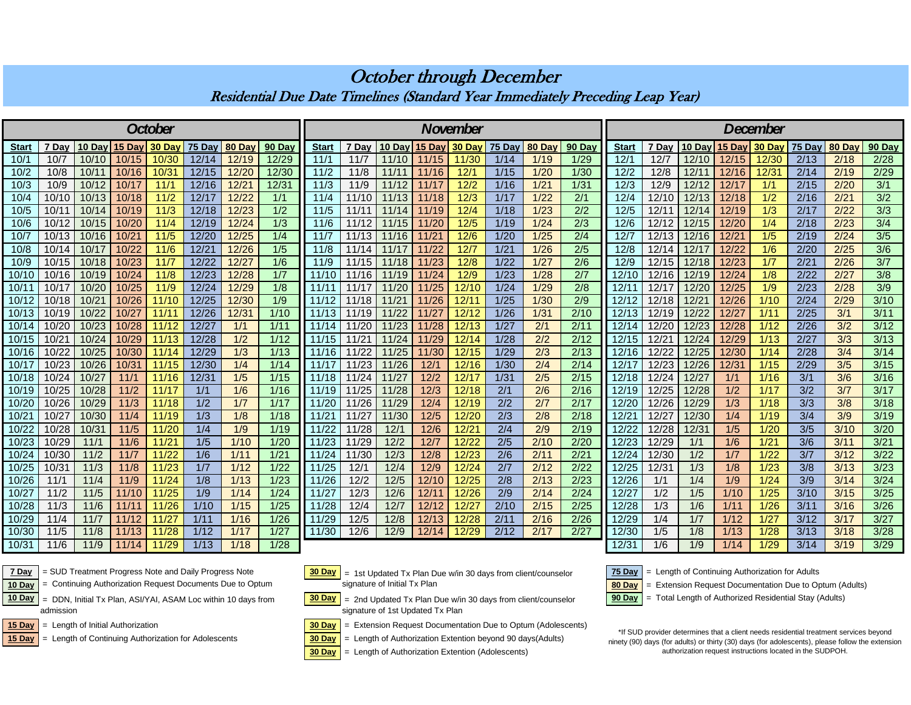# October through December

## Residential Due Date Timelines (Standard Year Immediately Preceding Leap Year)

### October

| Start | 7 Day | 10 Day | 15 Day | 30 Day | 75 Day | 80 Day | 90 Day |
|---|---|---|---|---|---|---|---|
| 10/1 | 10/7 | 10/10 | 10/15 | 10/30 | 12/14 | 12/19 | 12/29 |
| 10/2 | 10/8 | 10/11 | 10/16 | 10/31 | 12/15 | 12/20 | 12/30 |
| 10/3 | 10/9 | 10/12 | 10/17 | 11/1 | 12/16 | 12/21 | 12/31 |
| 10/4 | 10/10 | 10/13 | 10/18 | 11/2 | 12/17 | 12/22 | 1/1 |
| 10/5 | 10/11 | 10/14 | 10/19 | 11/3 | 12/18 | 12/23 | 1/2 |
| 10/6 | 10/12 | 10/15 | 10/20 | 11/4 | 12/19 | 12/24 | 1/3 |
| 10/7 | 10/13 | 10/16 | 10/21 | 11/5 | 12/20 | 12/25 | 1/4 |
| 10/8 | 10/14 | 10/17 | 10/22 | 11/6 | 12/21 | 12/26 | 1/5 |
| 10/9 | 10/15 | 10/18 | 10/23 | 11/7 | 12/22 | 12/27 | 1/6 |
| 10/10 | 10/16 | 10/19 | 10/24 | 11/8 | 12/23 | 12/28 | 1/7 |
| 10/11 | 10/17 | 10/20 | 10/25 | 11/9 | 12/24 | 12/29 | 1/8 |
| 10/12 | 10/18 | 10/21 | 10/26 | 11/10 | 12/25 | 12/30 | 1/9 |
| 10/13 | 10/19 | 10/22 | 10/27 | 11/11 | 12/26 | 12/31 | 1/10 |
| 10/14 | 10/20 | 10/23 | 10/28 | 11/12 | 12/27 | 1/1 | 1/11 |
| 10/15 | 10/21 | 10/24 | 10/29 | 11/13 | 12/28 | 1/2 | 1/12 |
| 10/16 | 10/22 | 10/25 | 10/30 | 11/14 | 12/29 | 1/3 | 1/13 |
| 10/17 | 10/23 | 10/26 | 10/31 | 11/15 | 12/30 | 1/4 | 1/14 |
| 10/18 | 10/24 | 10/27 | 11/1 | 11/16 | 12/31 | 1/5 | 1/15 |
| 10/19 | 10/25 | 10/28 | 11/2 | 11/17 | 1/1 | 1/6 | 1/16 |
| 10/20 | 10/26 | 10/29 | 11/3 | 11/18 | 1/2 | 1/7 | 1/17 |
| 10/21 | 10/27 | 10/30 | 11/4 | 11/19 | 1/3 | 1/8 | 1/18 |
| 10/22 | 10/28 | 10/31 | 11/5 | 11/20 | 1/4 | 1/9 | 1/19 |
| 10/23 | 10/29 | 11/1 | 11/6 | 11/21 | 1/5 | 1/10 | 1/20 |
| 10/24 | 10/30 | 11/2 | 11/7 | 11/22 | 1/6 | 1/11 | 1/21 |
| 10/25 | 10/31 | 11/3 | 11/8 | 11/23 | 1/7 | 1/12 | 1/22 |
| 10/26 | 11/1 | 11/4 | 11/9 | 11/24 | 1/8 | 1/13 | 1/23 |
| 10/27 | 11/2 | 11/5 | 11/10 | 11/25 | 1/9 | 1/14 | 1/24 |
| 10/28 | 11/3 | 11/6 | 11/11 | 11/26 | 1/10 | 1/15 | 1/25 |
| 10/29 | 11/4 | 11/7 | 11/12 | 11/27 | 1/11 | 1/16 | 1/26 |
| 10/30 | 11/5 | 11/8 | 11/13 | 11/28 | 1/12 | 1/17 | 1/27 |
| 10/31 | 11/6 | 11/9 | 11/14 | 11/29 | 1/13 | 1/18 | 1/28 |

### November

| Start | 7 Day | 10 Day | 15 Day | 30 Day | 75 Day | 80 Day | 90 Day |
|---|---|---|---|---|---|---|---|
| 11/1 | 11/7 | 11/10 | 11/15 | 11/30 | 1/14 | 1/19 | 1/29 |
| 11/2 | 11/8 | 11/11 | 11/16 | 12/1 | 1/15 | 1/20 | 1/30 |
| 11/3 | 11/9 | 11/12 | 11/17 | 12/2 | 1/16 | 1/21 | 1/31 |
| 11/4 | 11/10 | 11/13 | 11/18 | 12/3 | 1/17 | 1/22 | 2/1 |
| 11/5 | 11/11 | 11/14 | 11/19 | 12/4 | 1/18 | 1/23 | 2/2 |
| 11/6 | 11/12 | 11/15 | 11/20 | 12/5 | 1/19 | 1/24 | 2/3 |
| 11/7 | 11/13 | 11/16 | 11/21 | 12/6 | 1/20 | 1/25 | 2/4 |
| 11/8 | 11/14 | 11/17 | 11/22 | 12/7 | 1/21 | 1/26 | 2/5 |
| 11/9 | 11/15 | 11/18 | 11/23 | 12/8 | 1/22 | 1/27 | 2/6 |
| 11/10 | 11/16 | 11/19 | 11/24 | 12/9 | 1/23 | 1/28 | 2/7 |
| 11/11 | 11/17 | 11/20 | 11/25 | 12/10 | 1/24 | 1/29 | 2/8 |
| 11/12 | 11/18 | 11/21 | 11/26 | 12/11 | 1/25 | 1/30 | 2/9 |
| 11/13 | 11/19 | 11/22 | 11/27 | 12/12 | 1/26 | 1/31 | 2/10 |
| 11/14 | 11/20 | 11/23 | 11/28 | 12/13 | 1/27 | 2/1 | 2/11 |
| 11/15 | 11/21 | 11/24 | 11/29 | 12/14 | 1/28 | 2/2 | 2/12 |
| 11/16 | 11/22 | 11/25 | 11/30 | 12/15 | 1/29 | 2/3 | 2/13 |
| 11/17 | 11/23 | 11/26 | 12/1 | 12/16 | 1/30 | 2/4 | 2/14 |
| 11/18 | 11/24 | 11/27 | 12/2 | 12/17 | 1/31 | 2/5 | 2/15 |
| 11/19 | 11/25 | 11/28 | 12/3 | 12/18 | 2/1 | 2/6 | 2/16 |
| 11/20 | 11/26 | 11/29 | 12/4 | 12/19 | 2/2 | 2/7 | 2/17 |
| 11/21 | 11/27 | 11/30 | 12/5 | 12/20 | 2/3 | 2/8 | 2/18 |
| 11/22 | 11/28 | 12/1 | 12/6 | 12/21 | 2/4 | 2/9 | 2/19 |
| 11/23 | 11/29 | 12/2 | 12/7 | 12/22 | 2/5 | 2/10 | 2/20 |
| 11/24 | 11/30 | 12/3 | 12/8 | 12/23 | 2/6 | 2/11 | 2/21 |
| 11/25 | 12/1 | 12/4 | 12/9 | 12/24 | 2/7 | 2/12 | 2/22 |
| 11/26 | 12/2 | 12/5 | 12/10 | 12/25 | 2/8 | 2/13 | 2/23 |
| 11/27 | 12/3 | 12/6 | 12/11 | 12/26 | 2/9 | 2/14 | 2/24 |
| 11/28 | 12/4 | 12/7 | 12/12 | 12/27 | 2/10 | 2/15 | 2/25 |
| 11/29 | 12/5 | 12/8 | 12/13 | 12/28 | 2/11 | 2/16 | 2/26 |
| 11/30 | 12/6 | 12/9 | 12/14 | 12/29 | 2/12 | 2/17 | 2/27 |

### December

| Start | 7 Day | 10 Day | 15 Day | 30 Day | 75 Day | 80 Day | 90 Day |
|---|---|---|---|---|---|---|---|
| 12/1 | 12/7 | 12/10 | 12/15 | 12/30 | 2/13 | 2/18 | 2/28 |
| 12/2 | 12/8 | 12/11 | 12/16 | 12/31 | 2/14 | 2/19 | 2/29 |
| 12/3 | 12/9 | 12/12 | 12/17 | 1/1 | 2/15 | 2/20 | 3/1 |
| 12/4 | 12/10 | 12/13 | 12/18 | 1/2 | 2/16 | 2/21 | 3/2 |
| 12/5 | 12/11 | 12/14 | 12/19 | 1/3 | 2/17 | 2/22 | 3/3 |
| 12/6 | 12/12 | 12/15 | 12/20 | 1/4 | 2/18 | 2/23 | 3/4 |
| 12/7 | 12/13 | 12/16 | 12/21 | 1/5 | 2/19 | 2/24 | 3/5 |
| 12/8 | 12/14 | 12/17 | 12/22 | 1/6 | 2/20 | 2/25 | 3/6 |
| 12/9 | 12/15 | 12/18 | 12/23 | 1/7 | 2/21 | 2/26 | 3/7 |
| 12/10 | 12/16 | 12/19 | 12/24 | 1/8 | 2/22 | 2/27 | 3/8 |
| 12/11 | 12/17 | 12/20 | 12/25 | 1/9 | 2/23 | 2/28 | 3/9 |
| 12/12 | 12/18 | 12/21 | 12/26 | 1/10 | 2/24 | 2/29 | 3/10 |
| 12/13 | 12/19 | 12/22 | 12/27 | 1/11 | 2/25 | 3/1 | 3/11 |
| 12/14 | 12/20 | 12/23 | 12/28 | 1/12 | 2/26 | 3/2 | 3/12 |
| 12/15 | 12/21 | 12/24 | 12/29 | 1/13 | 2/27 | 3/3 | 3/13 |
| 12/16 | 12/22 | 12/25 | 12/30 | 1/14 | 2/28 | 3/4 | 3/14 |
| 12/17 | 12/23 | 12/26 | 12/31 | 1/15 | 2/29 | 3/5 | 3/15 |
| 12/18 | 12/24 | 12/27 | 1/1 | 1/16 | 3/1 | 3/6 | 3/16 |
| 12/19 | 12/25 | 12/28 | 1/2 | 1/17 | 3/2 | 3/7 | 3/17 |
| 12/20 | 12/26 | 12/29 | 1/3 | 1/18 | 3/3 | 3/8 | 3/18 |
| 12/21 | 12/27 | 12/30 | 1/4 | 1/19 | 3/4 | 3/9 | 3/19 |
| 12/22 | 12/28 | 12/31 | 1/5 | 1/20 | 3/5 | 3/10 | 3/20 |
| 12/23 | 12/29 | 1/1 | 1/6 | 1/21 | 3/6 | 3/11 | 3/21 |
| 12/24 | 12/30 | 1/2 | 1/7 | 1/22 | 3/7 | 3/12 | 3/22 |
| 12/25 | 12/31 | 1/3 | 1/8 | 1/23 | 3/8 | 3/13 | 3/23 |
| 12/26 | 1/1 | 1/4 | 1/9 | 1/24 | 3/9 | 3/14 | 3/24 |
| 12/27 | 1/2 | 1/5 | 1/10 | 1/25 | 3/10 | 3/15 | 3/25 |
| 12/28 | 1/3 | 1/6 | 1/11 | 1/26 | 3/11 | 3/16 | 3/26 |
| 12/29 | 1/4 | 1/7 | 1/12 | 1/27 | 3/12 | 3/17 | 3/27 |
| 12/30 | 1/5 | 1/8 | 1/13 | 1/28 | 3/13 | 3/18 | 3/28 |
| 12/31 | 1/6 | 1/9 | 1/14 | 1/29 | 3/14 | 3/19 | 3/29 |

**7 Day** = SUD Treatment Progress Note and Daily Progress Note

**10 Day** = Continuing Authorization Request Documents Due to Optum

**10 Day** = DDN, Initial Tx Plan, ASI/YAI, ASAM Loc within 10 days from admission

**15 Day** = Length of Initial Authorization

**15 Day** = Length of Continuing Authorization for Adolescents

**30 Day** = 1st Updated Tx Plan Due w/in 30 days from client/counselor signature of Initial Tx Plan

**30 Day** = 2nd Updated Tx Plan Due w/in 30 days from client/counselor signature of 1st Updated Tx Plan

**30 Day** = Extension Request Documentation Due to Optum (Adolescents)

**30 Day** = Length of Authorization Extention beyond 90 days(Adults)

**30 Day** = Length of Authorization Extention (Adolescents)

**75 Day** = Length of Continuing Authorization for Adults

**80 Day** = Extension Request Documentation Due to Optum (Adults)

**90 Day** = Total Length of Authorized Residential Stay (Adults)

*If SUD provider determines that a client needs residential treatment services beyond ninety (90) days (for adults) or thirty (30) days (for adolescents), please follow the extension authorization request instructions located in the SUDPOH.